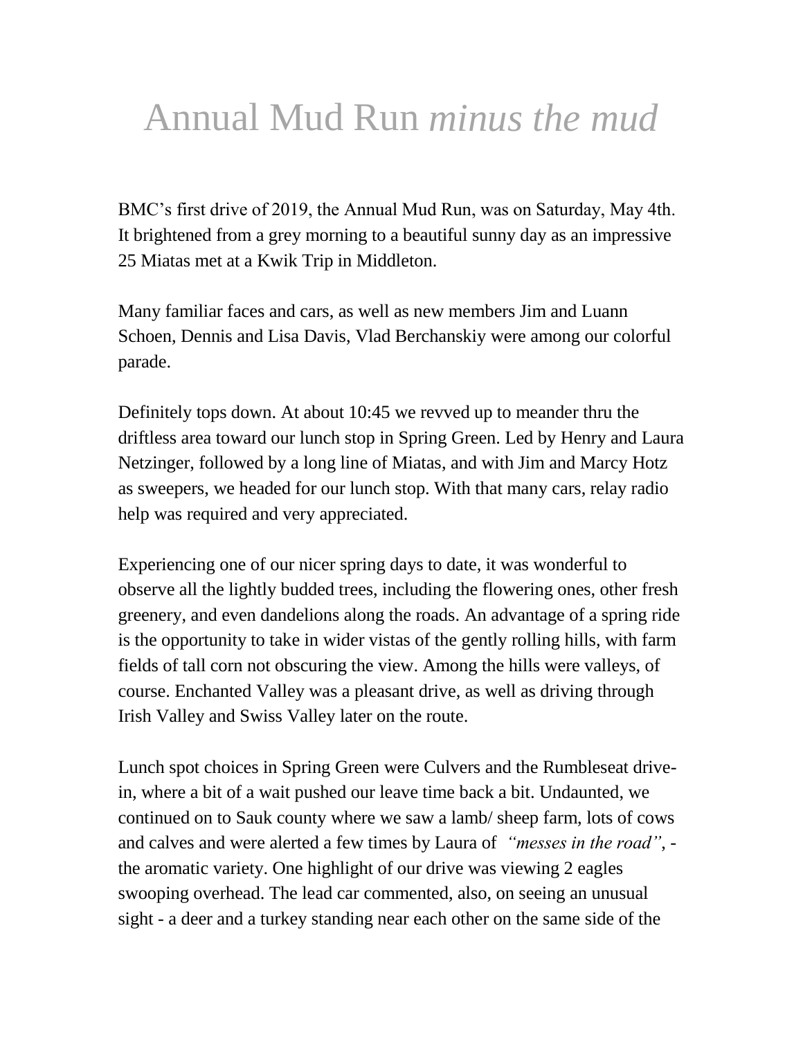# Annual Mud Run *minus the mud*

BMC's first drive of 2019, the Annual Mud Run, was on Saturday, May 4th. It brightened from a grey morning to a beautiful sunny day as an impressive 25 Miatas met at a Kwik Trip in Middleton.

Many familiar faces and cars, as well as new members Jim and Luann Schoen, Dennis and Lisa Davis, Vlad Berchanskiy were among our colorful parade.

Definitely tops down. At about 10:45 we revved up to meander thru the driftless area toward our lunch stop in Spring Green. Led by Henry and Laura Netzinger, followed by a long line of Miatas, and with Jim and Marcy Hotz as sweepers, we headed for our lunch stop. With that many cars, relay radio help was required and very appreciated.

Experiencing one of our nicer spring days to date, it was wonderful to observe all the lightly budded trees, including the flowering ones, other fresh greenery, and even dandelions along the roads. An advantage of a spring ride is the opportunity to take in wider vistas of the gently rolling hills, with farm fields of tall corn not obscuring the view. Among the hills were valleys, of course. Enchanted Valley was a pleasant drive, as well as driving through Irish Valley and Swiss Valley later on the route.

Lunch spot choices in Spring Green were Culvers and the Rumbleseat drive-in, where a bit of a wait pushed our leave time back a bit. Undaunted, we continued on to Sauk county where we saw a lamb/ sheep farm, lots of cows and calves and were alerted a few times by Laura of *"messes in the road"*, - the aromatic variety. One highlight of our drive was viewing 2 eagles swooping overhead. The lead car commented, also, on seeing an unusual sight - a deer and a turkey standing near each other on the same side of the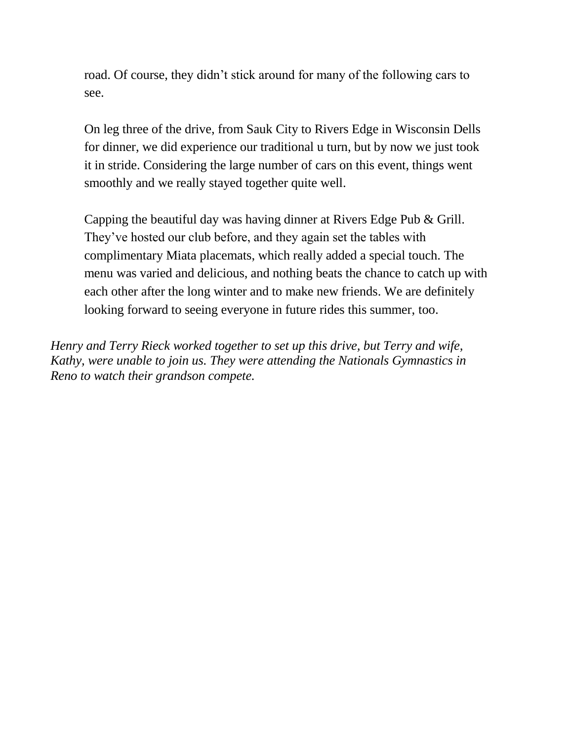road. Of course, they didn't stick around for many of the following cars to see.

On leg three of the drive, from Sauk City to Rivers Edge in Wisconsin Dells for dinner, we did experience our traditional u turn, but by now we just took it in stride. Considering the large number of cars on this event, things went smoothly and we really stayed together quite well.

Capping the beautiful day was having dinner at Rivers Edge Pub & Grill. They've hosted our club before, and they again set the tables with complimentary Miata placemats, which really added a special touch. The menu was varied and delicious, and nothing beats the chance to catch up with each other after the long winter and to make new friends. We are definitely looking forward to seeing everyone in future rides this summer, too.

*Henry and Terry Rieck worked together to set up this drive, but Terry and wife, Kathy, were unable to join us. They were attending the Nationals Gymnastics in Reno to watch their grandson compete.*